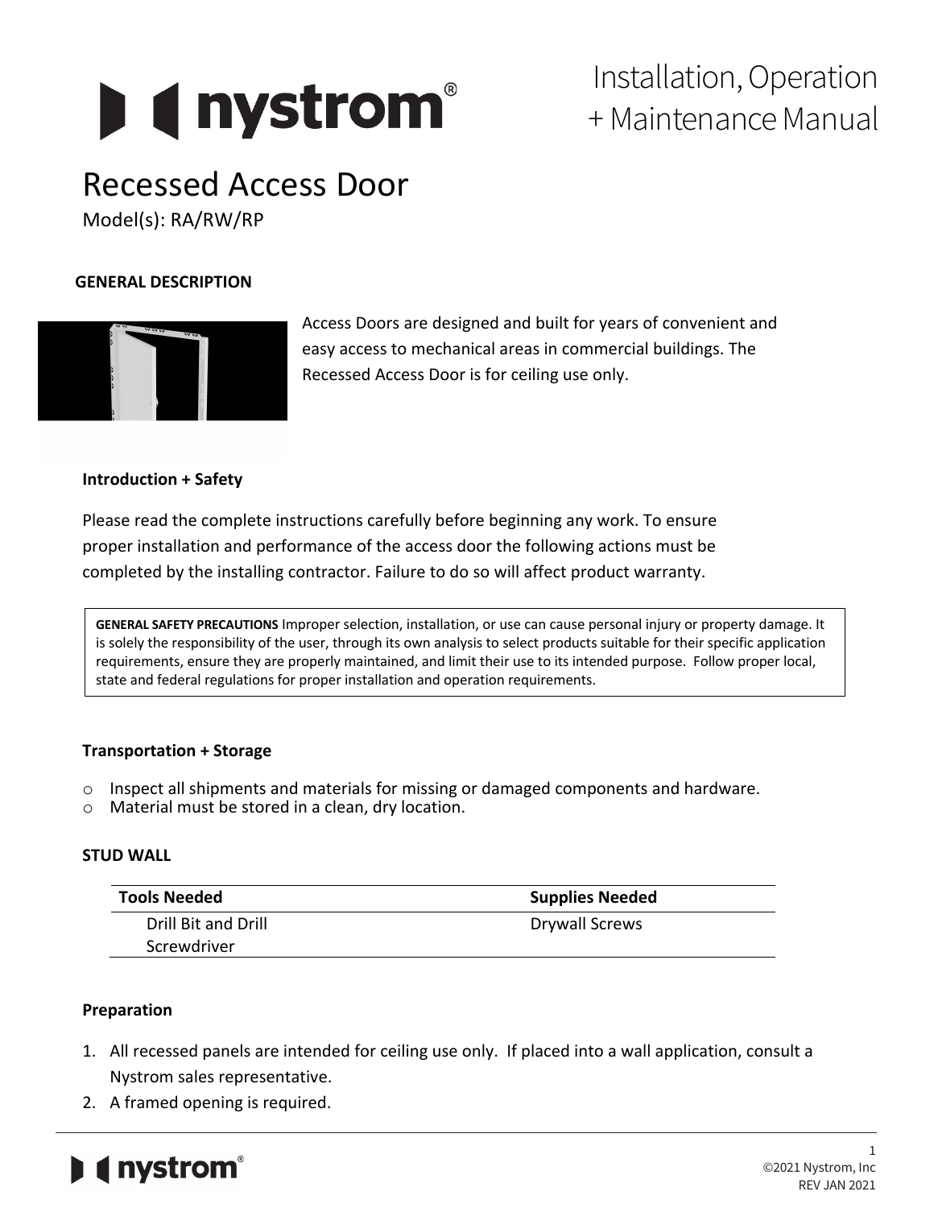Installation, Operation + Maintenance Manual

# Recessed Access Door

Model(s): RA/RW/RP

## GENERAL DESCRIPTION

Access Doors are designed and built for years of convenient and easy access to mechanical areas in commercial buildings. The Recessed Access Door is for ceiling use only.

### Introduction + Safety

Please read the complete instructions carefully before beginning any work. To ensure proper installation and performance of the access door the following actions must be completed by the installing contractor. Failure to do so will affect product warranty.

> **GENERAL SAFETY PRECAUTIONS** Improper selection, installation, or use can cause personal injury or property damage. It is solely the responsibility of the user, through its own analysis to select products suitable for their specific application requirements, ensure they are properly maintained, and limit their use to its intended purpose. Follow proper local, state and federal regulations for proper installation and operation requirements.

### Transportation + Storage

- Inspect all shipments and materials for missing or damaged components and hardware.
- Material must be stored in a clean, dry location.

### STUD WALL

| Tools Needed | Supplies Needed |
| --- | --- |
| Drill Bit and Drill | Drywall Screws |
| Screwdriver | |

### Preparation

1. All recessed panels are intended for ceiling use only. If placed into a wall application, consult a Nystrom sales representative.
2. A framed opening is required.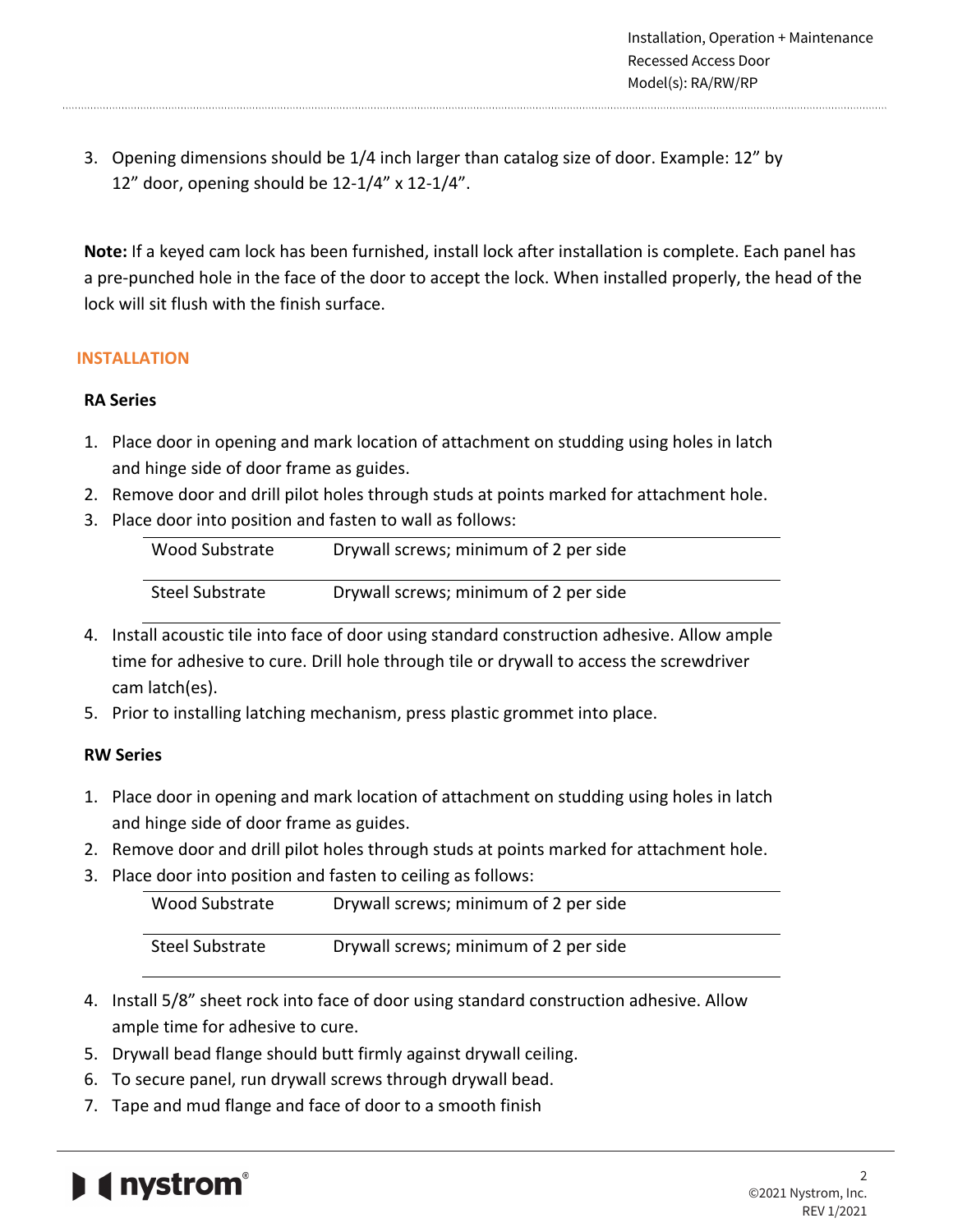3. Opening dimensions should be 1/4 inch larger than catalog size of door. Example: 12" by 12" door, opening should be 12-1/4" x 12-1/4".

**Note:** If a keyed cam lock has been furnished, install lock after installation is complete. Each panel has a pre-punched hole in the face of the door to accept the lock. When installed properly, the head of the lock will sit flush with the finish surface.

## INSTALLATION

### RA Series

1. Place door in opening and mark location of attachment on studding using holes in latch and hinge side of door frame as guides.
2. Remove door and drill pilot holes through studs at points marked for attachment hole.
3. Place door into position and fasten to wall as follows:

| | |
|---|---|
| Wood Substrate | Drywall screws; minimum of 2 per side |
| Steel Substrate | Drywall screws; minimum of 2 per side |

4. Install acoustic tile into face of door using standard construction adhesive. Allow ample time for adhesive to cure. Drill hole through tile or drywall to access the screwdriver cam latch(es).
5. Prior to installing latching mechanism, press plastic grommet into place.

### RW Series

1. Place door in opening and mark location of attachment on studding using holes in latch and hinge side of door frame as guides.
2. Remove door and drill pilot holes through studs at points marked for attachment hole.
3. Place door into position and fasten to ceiling as follows:

| | |
|---|---|
| Wood Substrate | Drywall screws; minimum of 2 per side |
| Steel Substrate | Drywall screws; minimum of 2 per side |

4. Install 5/8" sheet rock into face of door using standard construction adhesive. Allow ample time for adhesive to cure.
5. Drywall bead flange should butt firmly against drywall ceiling.
6. To secure panel, run drywall screws through drywall bead.
7. Tape and mud flange and face of door to a smooth finish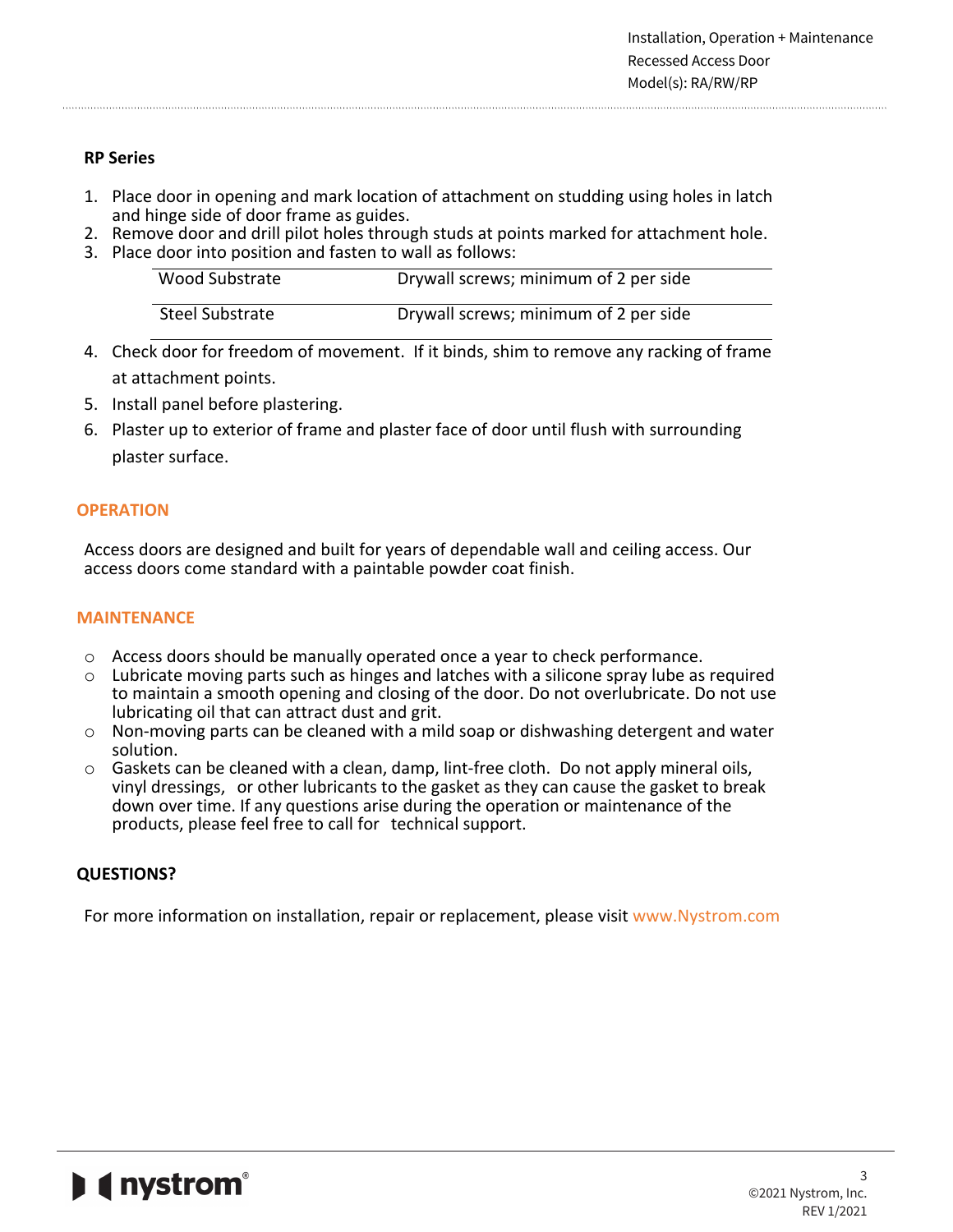### RP Series

1. Place door in opening and mark location of attachment on studding using holes in latch and hinge side of door frame as guides.
2. Remove door and drill pilot holes through studs at points marked for attachment hole.
3. Place door into position and fasten to wall as follows:

| | |
|---|---|
| Wood Substrate | Drywall screws; minimum of 2 per side |
| Steel Substrate | Drywall screws; minimum of 2 per side |

4. Check door for freedom of movement. If it binds, shim to remove any racking of frame at attachment points.
5. Install panel before plastering.
6. Plaster up to exterior of frame and plaster face of door until flush with surrounding plaster surface.

## OPERATION

Access doors are designed and built for years of dependable wall and ceiling access. Our access doors come standard with a paintable powder coat finish.

## MAINTENANCE

- Access doors should be manually operated once a year to check performance.
- Lubricate moving parts such as hinges and latches with a silicone spray lube as required to maintain a smooth opening and closing of the door. Do not overlubricate. Do not use lubricating oil that can attract dust and grit.
- Non-moving parts can be cleaned with a mild soap or dishwashing detergent and water solution.
- Gaskets can be cleaned with a clean, damp, lint-free cloth. Do not apply mineral oils, vinyl dressings, or other lubricants to the gasket as they can cause the gasket to break down over time. If any questions arise during the operation or maintenance of the products, please feel free to call for technical support.

## QUESTIONS?

For more information on installation, repair or replacement, please visit www.Nystrom.com